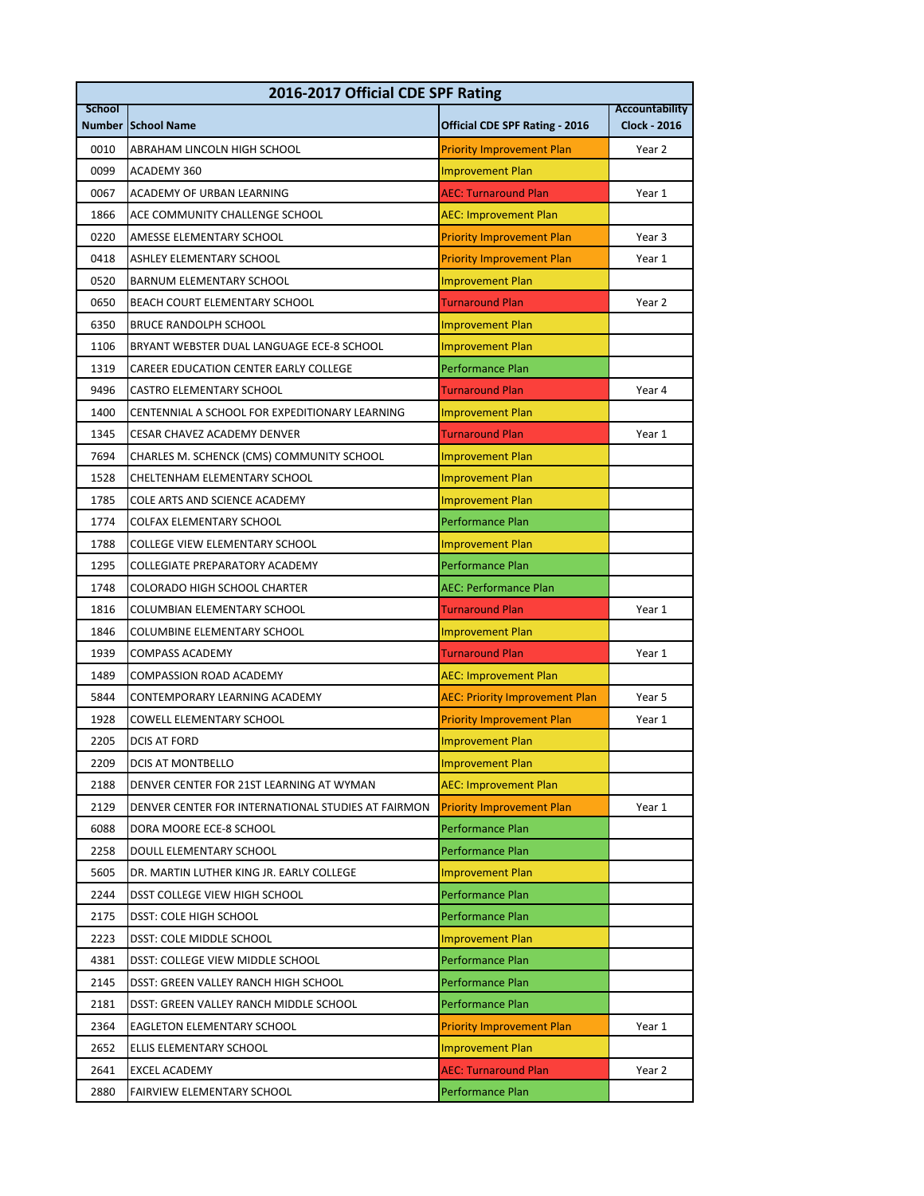| 2016-2017 Official CDE SPF Rating | | | |
|---|---|---|---|
| School Number | School Name | Official CDE SPF Rating - 2016 | Accountability Clock - 2016 |
| 0010 | ABRAHAM LINCOLN HIGH SCHOOL | Priority Improvement Plan | Year 2 |
| 0099 | ACADEMY 360 | Improvement Plan | |
| 0067 | ACADEMY OF URBAN LEARNING | AEC: Turnaround Plan | Year 1 |
| 1866 | ACE COMMUNITY CHALLENGE SCHOOL | AEC: Improvement Plan | |
| 0220 | AMESSE ELEMENTARY SCHOOL | Priority Improvement Plan | Year 3 |
| 0418 | ASHLEY ELEMENTARY SCHOOL | Priority Improvement Plan | Year 1 |
| 0520 | BARNUM ELEMENTARY SCHOOL | Improvement Plan | |
| 0650 | BEACH COURT ELEMENTARY SCHOOL | Turnaround Plan | Year 2 |
| 6350 | BRUCE RANDOLPH SCHOOL | Improvement Plan | |
| 1106 | BRYANT WEBSTER DUAL LANGUAGE ECE-8 SCHOOL | Improvement Plan | |
| 1319 | CAREER EDUCATION CENTER EARLY COLLEGE | Performance Plan | |
| 9496 | CASTRO ELEMENTARY SCHOOL | Turnaround Plan | Year 4 |
| 1400 | CENTENNIAL A SCHOOL FOR EXPEDITIONARY LEARNING | Improvement Plan | |
| 1345 | CESAR CHAVEZ ACADEMY DENVER | Turnaround Plan | Year 1 |
| 7694 | CHARLES M. SCHENCK (CMS) COMMUNITY SCHOOL | Improvement Plan | |
| 1528 | CHELTENHAM ELEMENTARY SCHOOL | Improvement Plan | |
| 1785 | COLE ARTS AND SCIENCE ACADEMY | Improvement Plan | |
| 1774 | COLFAX ELEMENTARY SCHOOL | Performance Plan | |
| 1788 | COLLEGE VIEW ELEMENTARY SCHOOL | Improvement Plan | |
| 1295 | COLLEGIATE PREPARATORY ACADEMY | Performance Plan | |
| 1748 | COLORADO HIGH SCHOOL CHARTER | AEC: Performance Plan | |
| 1816 | COLUMBIAN ELEMENTARY SCHOOL | Turnaround Plan | Year 1 |
| 1846 | COLUMBINE ELEMENTARY SCHOOL | Improvement Plan | |
| 1939 | COMPASS ACADEMY | Turnaround Plan | Year 1 |
| 1489 | COMPASSION ROAD ACADEMY | AEC: Improvement Plan | |
| 5844 | CONTEMPORARY LEARNING ACADEMY | AEC: Priority Improvement Plan | Year 5 |
| 1928 | COWELL ELEMENTARY SCHOOL | Priority Improvement Plan | Year 1 |
| 2205 | DCIS AT FORD | Improvement Plan | |
| 2209 | DCIS AT MONTBELLO | Improvement Plan | |
| 2188 | DENVER CENTER FOR 21ST LEARNING AT WYMAN | AEC: Improvement Plan | |
| 2129 | DENVER CENTER FOR INTERNATIONAL STUDIES AT FAIRMON | Priority Improvement Plan | Year 1 |
| 6088 | DORA MOORE ECE-8 SCHOOL | Performance Plan | |
| 2258 | DOULL ELEMENTARY SCHOOL | Performance Plan | |
| 5605 | DR. MARTIN LUTHER KING JR. EARLY COLLEGE | Improvement Plan | |
| 2244 | DSST COLLEGE VIEW HIGH SCHOOL | Performance Plan | |
| 2175 | DSST: COLE HIGH SCHOOL | Performance Plan | |
| 2223 | DSST: COLE MIDDLE SCHOOL | Improvement Plan | |
| 4381 | DSST: COLLEGE VIEW MIDDLE SCHOOL | Performance Plan | |
| 2145 | DSST: GREEN VALLEY RANCH HIGH SCHOOL | Performance Plan | |
| 2181 | DSST: GREEN VALLEY RANCH MIDDLE SCHOOL | Performance Plan | |
| 2364 | EAGLETON ELEMENTARY SCHOOL | Priority Improvement Plan | Year 1 |
| 2652 | ELLIS ELEMENTARY SCHOOL | Improvement Plan | |
| 2641 | EXCEL ACADEMY | AEC: Turnaround Plan | Year 2 |
| 2880 | FAIRVIEW ELEMENTARY SCHOOL | Performance Plan | |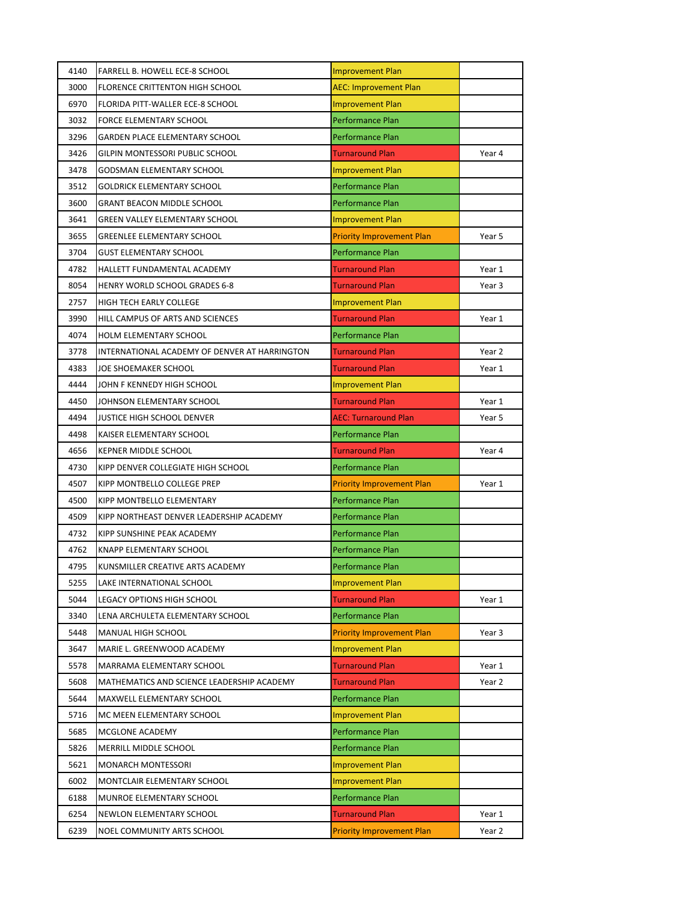| | | | |
|---|---|---|---|
| 4140 | FARRELL B. HOWELL ECE-8 SCHOOL | Improvement Plan | |
| 3000 | FLORENCE CRITTENTON HIGH SCHOOL | AEC: Improvement Plan | |
| 6970 | FLORIDA PITT-WALLER ECE-8 SCHOOL | Improvement Plan | |
| 3032 | FORCE ELEMENTARY SCHOOL | Performance Plan | |
| 3296 | GARDEN PLACE ELEMENTARY SCHOOL | Performance Plan | |
| 3426 | GILPIN MONTESSORI PUBLIC SCHOOL | Turnaround Plan | Year 4 |
| 3478 | GODSMAN ELEMENTARY SCHOOL | Improvement Plan | |
| 3512 | GOLDRICK ELEMENTARY SCHOOL | Performance Plan | |
| 3600 | GRANT BEACON MIDDLE SCHOOL | Performance Plan | |
| 3641 | GREEN VALLEY ELEMENTARY SCHOOL | Improvement Plan | |
| 3655 | GREENLEE ELEMENTARY SCHOOL | Priority Improvement Plan | Year 5 |
| 3704 | GUST ELEMENTARY SCHOOL | Performance Plan | |
| 4782 | HALLETT FUNDAMENTAL ACADEMY | Turnaround Plan | Year 1 |
| 8054 | HENRY WORLD SCHOOL GRADES 6-8 | Turnaround Plan | Year 3 |
| 2757 | HIGH TECH EARLY COLLEGE | Improvement Plan | |
| 3990 | HILL CAMPUS OF ARTS AND SCIENCES | Turnaround Plan | Year 1 |
| 4074 | HOLM ELEMENTARY SCHOOL | Performance Plan | |
| 3778 | INTERNATIONAL ACADEMY OF DENVER AT HARRINGTON | Turnaround Plan | Year 2 |
| 4383 | JOE SHOEMAKER SCHOOL | Turnaround Plan | Year 1 |
| 4444 | JOHN F KENNEDY HIGH SCHOOL | Improvement Plan | |
| 4450 | JOHNSON ELEMENTARY SCHOOL | Turnaround Plan | Year 1 |
| 4494 | JUSTICE HIGH SCHOOL DENVER | AEC: Turnaround Plan | Year 5 |
| 4498 | KAISER ELEMENTARY SCHOOL | Performance Plan | |
| 4656 | KEPNER MIDDLE SCHOOL | Turnaround Plan | Year 4 |
| 4730 | KIPP DENVER COLLEGIATE HIGH SCHOOL | Performance Plan | |
| 4507 | KIPP MONTBELLO COLLEGE PREP | Priority Improvement Plan | Year 1 |
| 4500 | KIPP MONTBELLO ELEMENTARY | Performance Plan | |
| 4509 | KIPP NORTHEAST DENVER LEADERSHIP ACADEMY | Performance Plan | |
| 4732 | KIPP SUNSHINE PEAK ACADEMY | Performance Plan | |
| 4762 | KNAPP ELEMENTARY SCHOOL | Performance Plan | |
| 4795 | KUNSMILLER CREATIVE ARTS ACADEMY | Performance Plan | |
| 5255 | LAKE INTERNATIONAL SCHOOL | Improvement Plan | |
| 5044 | LEGACY OPTIONS HIGH SCHOOL | Turnaround Plan | Year 1 |
| 3340 | LENA ARCHULETA ELEMENTARY SCHOOL | Performance Plan | |
| 5448 | MANUAL HIGH SCHOOL | Priority Improvement Plan | Year 3 |
| 3647 | MARIE L. GREENWOOD ACADEMY | Improvement Plan | |
| 5578 | MARRAMA ELEMENTARY SCHOOL | Turnaround Plan | Year 1 |
| 5608 | MATHEMATICS AND SCIENCE LEADERSHIP ACADEMY | Turnaround Plan | Year 2 |
| 5644 | MAXWELL ELEMENTARY SCHOOL | Performance Plan | |
| 5716 | MC MEEN ELEMENTARY SCHOOL | Improvement Plan | |
| 5685 | MCGLONE ACADEMY | Performance Plan | |
| 5826 | MERRILL MIDDLE SCHOOL | Performance Plan | |
| 5621 | MONARCH MONTESSORI | Improvement Plan | |
| 6002 | MONTCLAIR ELEMENTARY SCHOOL | Improvement Plan | |
| 6188 | MUNROE ELEMENTARY SCHOOL | Performance Plan | |
| 6254 | NEWLON ELEMENTARY SCHOOL | Turnaround Plan | Year 1 |
| 6239 | NOEL COMMUNITY ARTS SCHOOL | Priority Improvement Plan | Year 2 |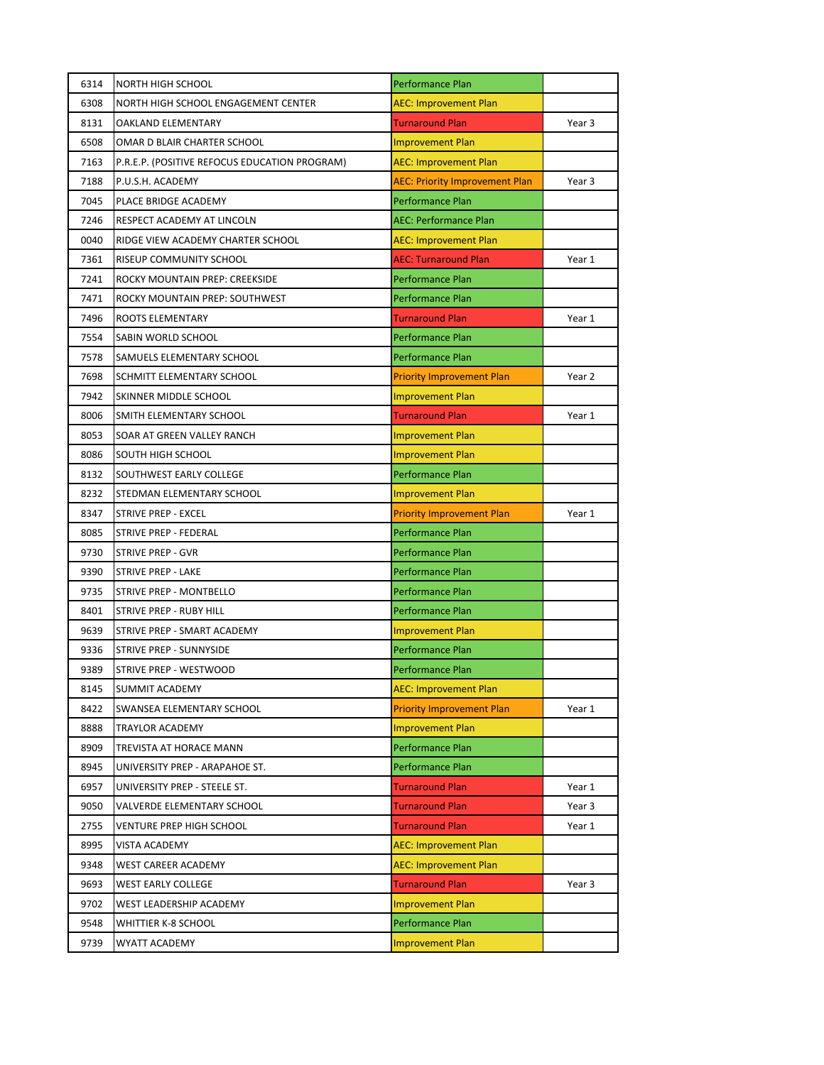| | | | |
|---|---|---|---|
| 6314 | NORTH HIGH SCHOOL | Performance Plan | |
| 6308 | NORTH HIGH SCHOOL ENGAGEMENT CENTER | AEC: Improvement Plan | |
| 8131 | OAKLAND ELEMENTARY | Turnaround Plan | Year 3 |
| 6508 | OMAR D BLAIR CHARTER SCHOOL | Improvement Plan | |
| 7163 | P.R.E.P. (POSITIVE REFOCUS EDUCATION PROGRAM) | AEC: Improvement Plan | |
| 7188 | P.U.S.H. ACADEMY | AEC: Priority Improvement Plan | Year 3 |
| 7045 | PLACE BRIDGE ACADEMY | Performance Plan | |
| 7246 | RESPECT ACADEMY AT LINCOLN | AEC: Performance Plan | |
| 0040 | RIDGE VIEW ACADEMY CHARTER SCHOOL | AEC: Improvement Plan | |
| 7361 | RISEUP COMMUNITY SCHOOL | AEC: Turnaround Plan | Year 1 |
| 7241 | ROCKY MOUNTAIN PREP: CREEKSIDE | Performance Plan | |
| 7471 | ROCKY MOUNTAIN PREP: SOUTHWEST | Performance Plan | |
| 7496 | ROOTS ELEMENTARY | Turnaround Plan | Year 1 |
| 7554 | SABIN WORLD SCHOOL | Performance Plan | |
| 7578 | SAMUELS ELEMENTARY SCHOOL | Performance Plan | |
| 7698 | SCHMITT ELEMENTARY SCHOOL | Priority Improvement Plan | Year 2 |
| 7942 | SKINNER MIDDLE SCHOOL | Improvement Plan | |
| 8006 | SMITH ELEMENTARY SCHOOL | Turnaround Plan | Year 1 |
| 8053 | SOAR AT GREEN VALLEY RANCH | Improvement Plan | |
| 8086 | SOUTH HIGH SCHOOL | Improvement Plan | |
| 8132 | SOUTHWEST EARLY COLLEGE | Performance Plan | |
| 8232 | STEDMAN ELEMENTARY SCHOOL | Improvement Plan | |
| 8347 | STRIVE PREP - EXCEL | Priority Improvement Plan | Year 1 |
| 8085 | STRIVE PREP - FEDERAL | Performance Plan | |
| 9730 | STRIVE PREP - GVR | Performance Plan | |
| 9390 | STRIVE PREP - LAKE | Performance Plan | |
| 9735 | STRIVE PREP - MONTBELLO | Performance Plan | |
| 8401 | STRIVE PREP - RUBY HILL | Performance Plan | |
| 9639 | STRIVE PREP - SMART ACADEMY | Improvement Plan | |
| 9336 | STRIVE PREP - SUNNYSIDE | Performance Plan | |
| 9389 | STRIVE PREP - WESTWOOD | Performance Plan | |
| 8145 | SUMMIT ACADEMY | AEC: Improvement Plan | |
| 8422 | SWANSEA ELEMENTARY SCHOOL | Priority Improvement Plan | Year 1 |
| 8888 | TRAYLOR ACADEMY | Improvement Plan | |
| 8909 | TREVISTA AT HORACE MANN | Performance Plan | |
| 8945 | UNIVERSITY PREP - ARAPAHOE ST. | Performance Plan | |
| 6957 | UNIVERSITY PREP - STEELE ST. | Turnaround Plan | Year 1 |
| 9050 | VALVERDE ELEMENTARY SCHOOL | Turnaround Plan | Year 3 |
| 2755 | VENTURE PREP HIGH SCHOOL | Turnaround Plan | Year 1 |
| 8995 | VISTA ACADEMY | AEC: Improvement Plan | |
| 9348 | WEST CAREER ACADEMY | AEC: Improvement Plan | |
| 9693 | WEST EARLY COLLEGE | Turnaround Plan | Year 3 |
| 9702 | WEST LEADERSHIP ACADEMY | Improvement Plan | |
| 9548 | WHITTIER K-8 SCHOOL | Performance Plan | |
| 9739 | WYATT ACADEMY | Improvement Plan | |